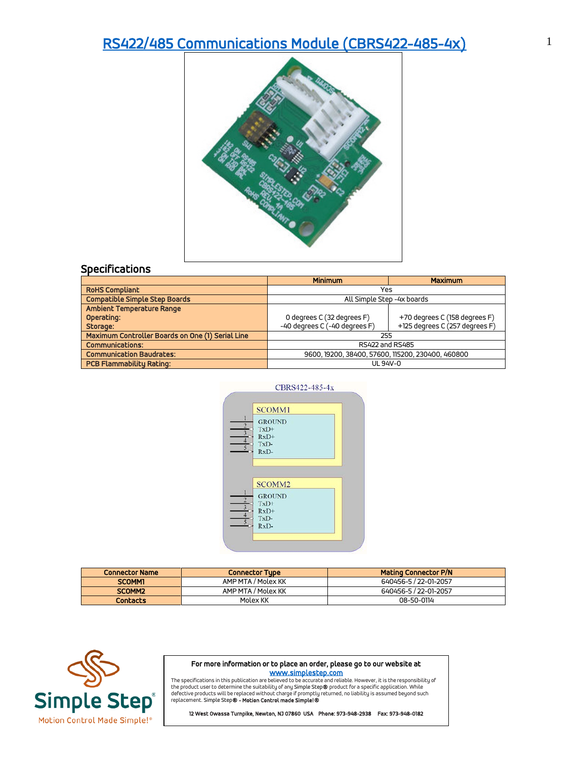# RS422/485 Communications Module (CBRS422-485-4x)

## Specifications

| | Minimum | Maximum |
|---|---|---|
| **RoHS Compliant** | Yes | |
| **Compatible Simple Step Boards** | All Simple Step -4x boards | |
| **Ambient Temperature Range**<br>**Operating:**<br>**Storage:** | 0 degrees C (32 degrees F)<br>-40 degrees C (-40 degrees F) | +70 degrees C (158 degrees F)<br>+125 degrees C (257 degrees F) |
| **Maximum Controller Boards on One (1) Serial Line** | 255 | |
| **Communications:** | RS422 and RS485 | |
| **Communication Baudrates:** | 9600, 19200, 38400, 57600, 115200, 230400, 460800 | |
| **PCB Flammability Rating:** | UL 94V-0 | |

CBRS422-485-4x

SCOMM1
1 GROUND
2 TxD+
3 RxD+
4 TxD-
5 RxD-

SCOMM2
1 GROUND
2 TxD+
3 RxD+
4 TxD-
5 RxD-

| Connector Name | Connector Type | Mating Connector P/N |
|---|---|---|
| **SCOMM1** | AMP MTA / Molex KK | 640456-5 / 22-01-2057 |
| **SCOMM2** | AMP MTA / Molex KK | 640456-5 / 22-01-2057 |
| **Contacts** | Molex KK | 08-50-0114 |

Simple Step®
Motion Control Made Simple!®

**For more information or to place an order, please go to our website at**
**www.simplestep.com**

The specifications in this publication are believed to be accurate and reliable. However, it is the responsibility of the product user to determine the suitability of any Simple Step® product for a specific application. While defective products will be replaced without charge if promptly returned, no liability is assumed beyond such replacement. Simple Step® - **Motion Control made Simple!®**

**12 West Owassa Turnpike, Newton, NJ 07860 USA Phone: 973-948-2938 Fax: 973-948-0182**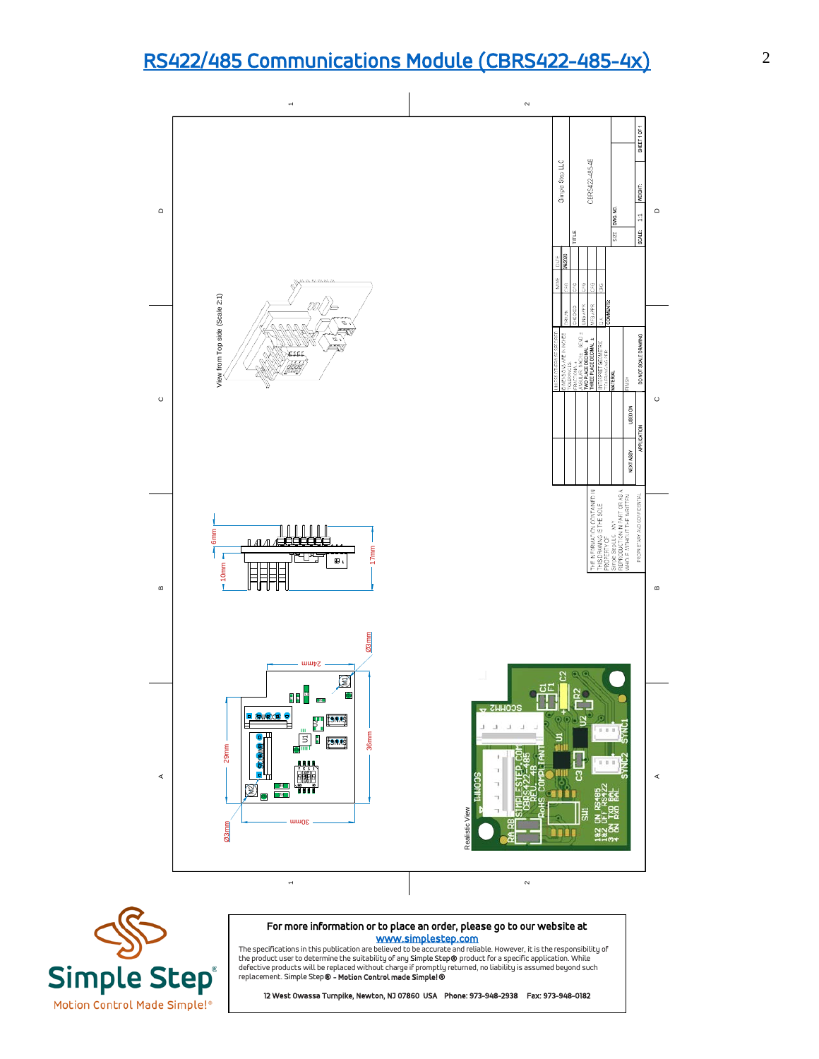# RS422/485 Communications Module (CBRS422-485-4x)

View from Top side (Scale 2:1)

6mm

10mm

17mm

24mm

Ø3mm

29mm

36mm

30mm

Ø3mm

Realistic View

Simple Step LLC

CBRS422-485-4B

**For more information or to place an order, please go to our website at**
**[www.simplestep.com](http://www.simplestep.com)**

The specifications in this publication are believed to be accurate and reliable. However, it is the responsibility of the product user to determine the suitability of any Simple Step® product for a specific application. While defective products will be replaced without charge if promptly returned, no liability is assumed beyond such replacement. Simple Step® - **Motion Control made Simple!®**

**12 West Owassa Turnpike, Newton, NJ 07860 USA   Phone: 973-948-2938   Fax: 973-948-0182**